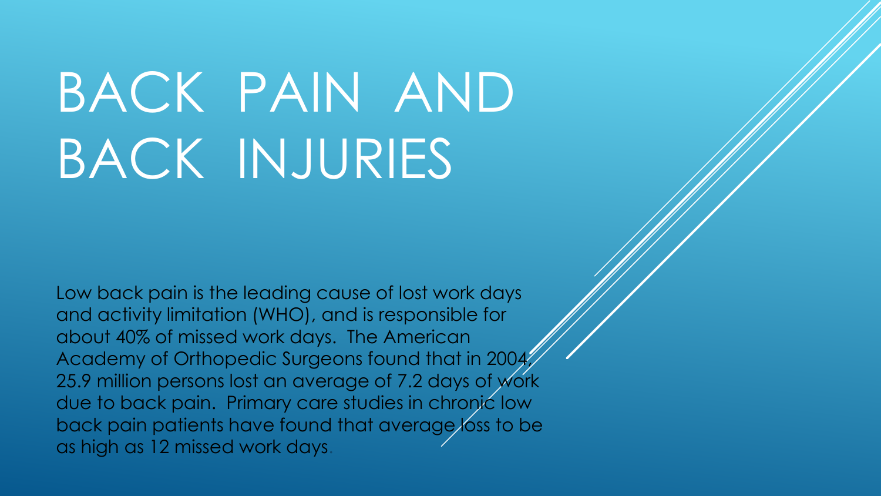# BACK PAIN AND BACK INJURIES

Low back pain is the leading cause of lost work days and activity limitation (WHO), and is responsible for about 40% of missed work days. The American Academy of Orthopedic Surgeons found that in 2004, 25.9 million persons lost an average of 7.2 days of work due to back pain. Primary care studies in chronic low back pain patients have found that average loss to be as high as 12 missed work days.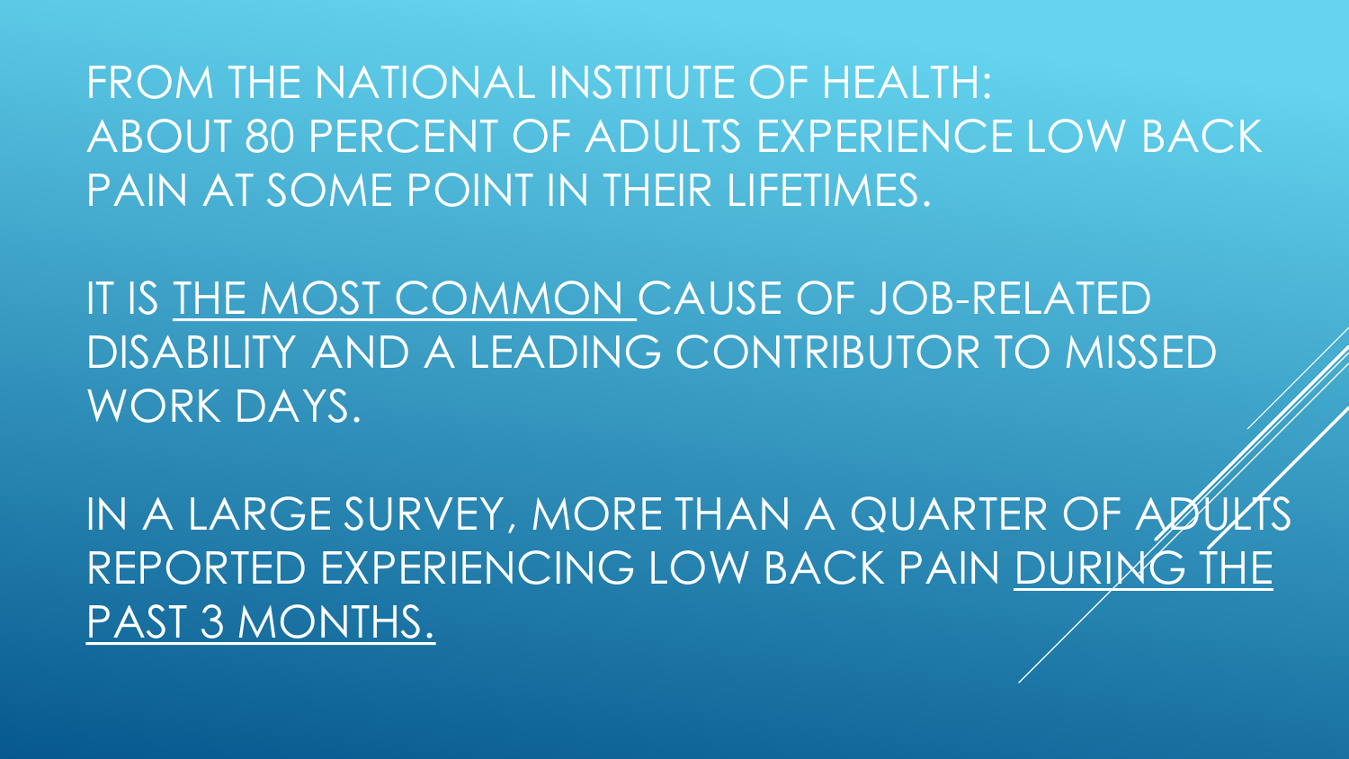FROM THE NATIONAL INSTITUTE OF HEALTH:
ABOUT 80 PERCENT OF ADULTS EXPERIENCE LOW BACK PAIN AT SOME POINT IN THEIR LIFETIMES.

IT IS <u>THE MOST COMMON</u> CAUSE OF JOB-RELATED DISABILITY AND A LEADING CONTRIBUTOR TO MISSED WORK DAYS.

IN A LARGE SURVEY, MORE THAN A QUARTER OF ADULTS REPORTED EXPERIENCING LOW BACK PAIN <u>DURING THE PAST 3 MONTHS.</u>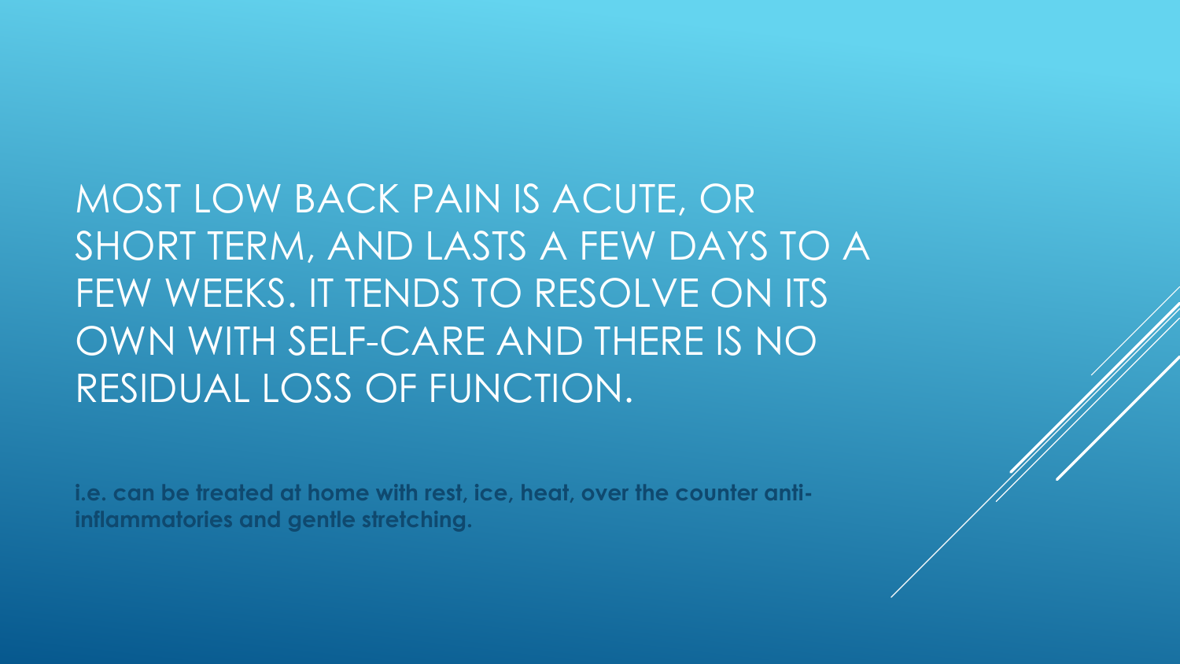# MOST LOW BACK PAIN IS ACUTE, OR SHORT TERM, AND LASTS A FEW DAYS TO A FEW WEEKS. IT TENDS TO RESOLVE ON ITS OWN WITH SELF-CARE AND THERE IS NO RESIDUAL LOSS OF FUNCTION.

**i.e. can be treated at home with rest, ice, heat, over the counter anti-inflammatories and gentle stretching.**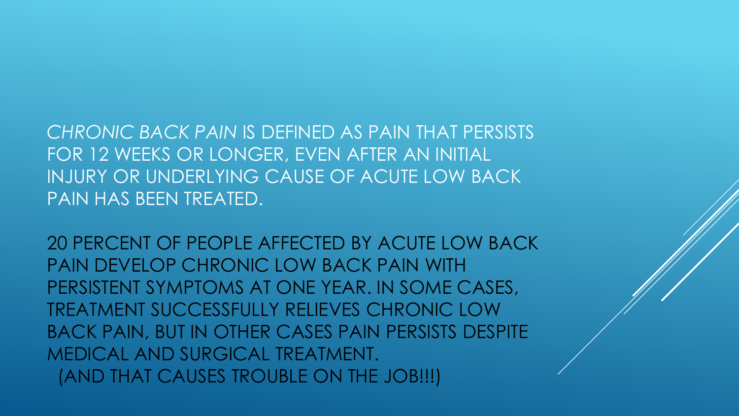*CHRONIC BACK PAIN* IS DEFINED AS PAIN THAT PERSISTS FOR 12 WEEKS OR LONGER, EVEN AFTER AN INITIAL INJURY OR UNDERLYING CAUSE OF ACUTE LOW BACK PAIN HAS BEEN TREATED.

20 PERCENT OF PEOPLE AFFECTED BY ACUTE LOW BACK PAIN DEVELOP CHRONIC LOW BACK PAIN WITH PERSISTENT SYMPTOMS AT ONE YEAR. IN SOME CASES, TREATMENT SUCCESSFULLY RELIEVES CHRONIC LOW BACK PAIN, BUT IN OTHER CASES PAIN PERSISTS DESPITE MEDICAL AND SURGICAL TREATMENT.
(AND THAT CAUSES TROUBLE ON THE JOB!!!)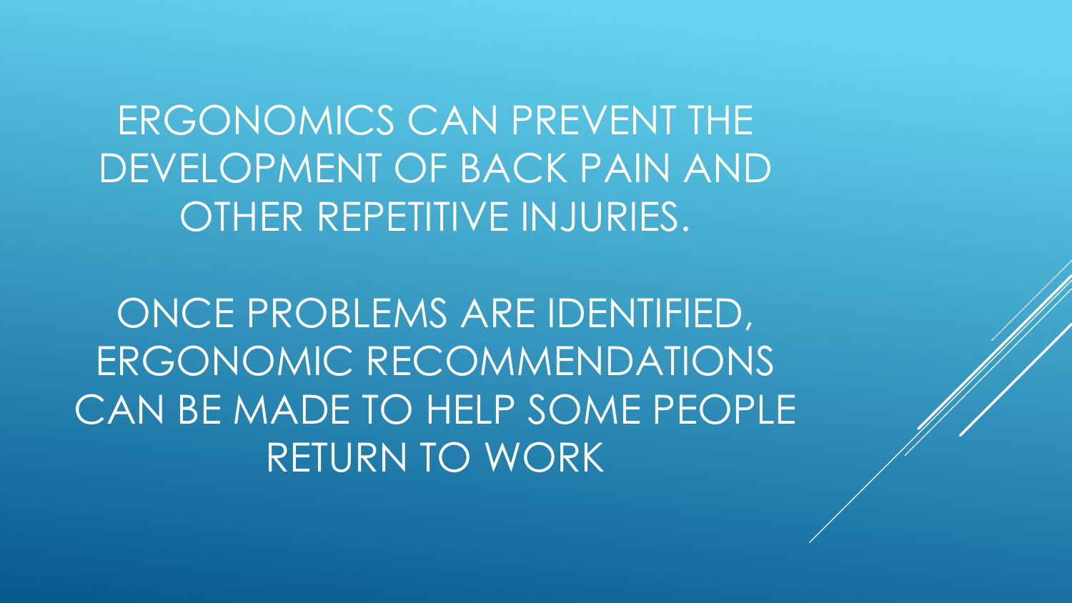ERGONOMICS CAN PREVENT THE DEVELOPMENT OF BACK PAIN AND OTHER REPETITIVE INJURIES.

ONCE PROBLEMS ARE IDENTIFIED, ERGONOMIC RECOMMENDATIONS CAN BE MADE TO HELP SOME PEOPLE RETURN TO WORK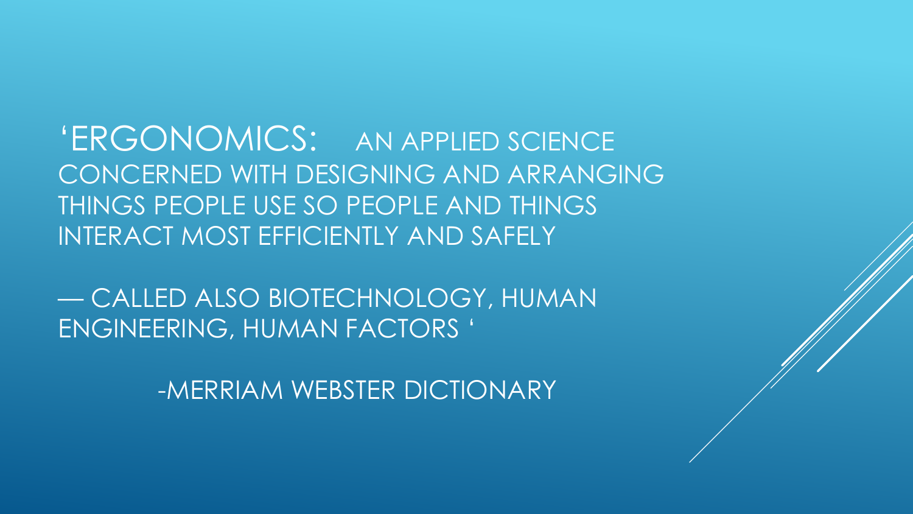'ERGONOMICS: AN APPLIED SCIENCE CONCERNED WITH DESIGNING AND ARRANGING THINGS PEOPLE USE SO PEOPLE AND THINGS INTERACT MOST EFFICIENTLY AND SAFELY

— CALLED ALSO BIOTECHNOLOGY, HUMAN ENGINEERING, HUMAN FACTORS '

-MERRIAM WEBSTER DICTIONARY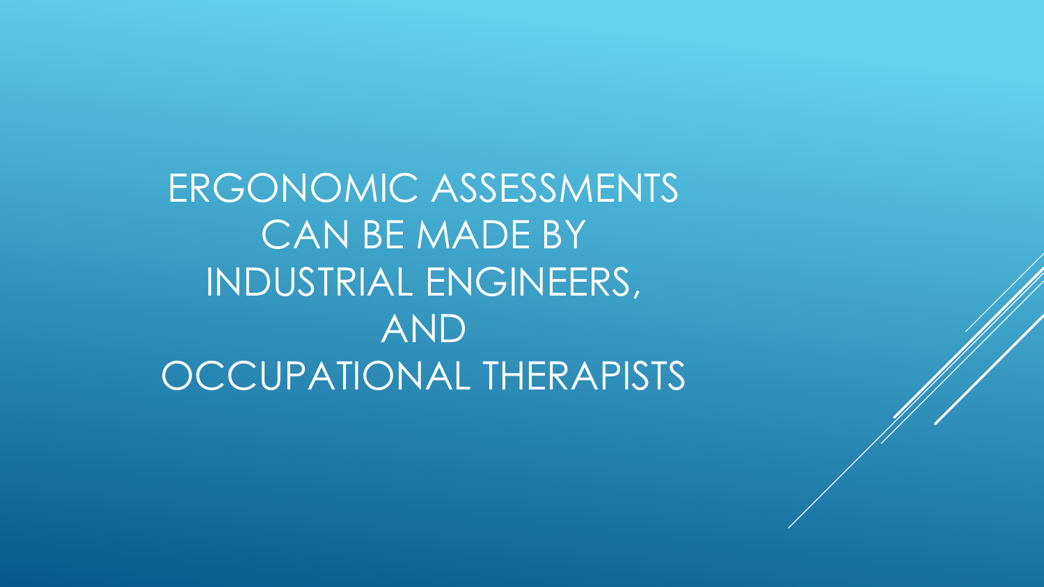# ERGONOMIC ASSESSMENTS CAN BE MADE BY INDUSTRIAL ENGINEERS, AND OCCUPATIONAL THERAPISTS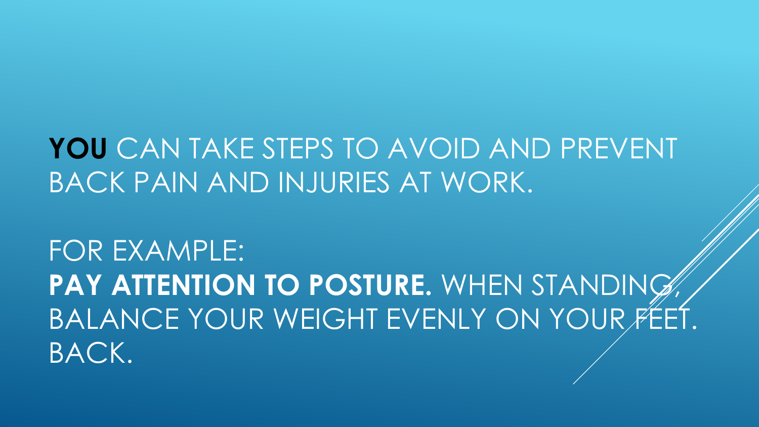**YOU** CAN TAKE STEPS TO AVOID AND PREVENT BACK PAIN AND INJURIES AT WORK.

FOR EXAMPLE:
**PAY ATTENTION TO POSTURE.** WHEN STANDING, BALANCE YOUR WEIGHT EVENLY ON YOUR FEET. BACK.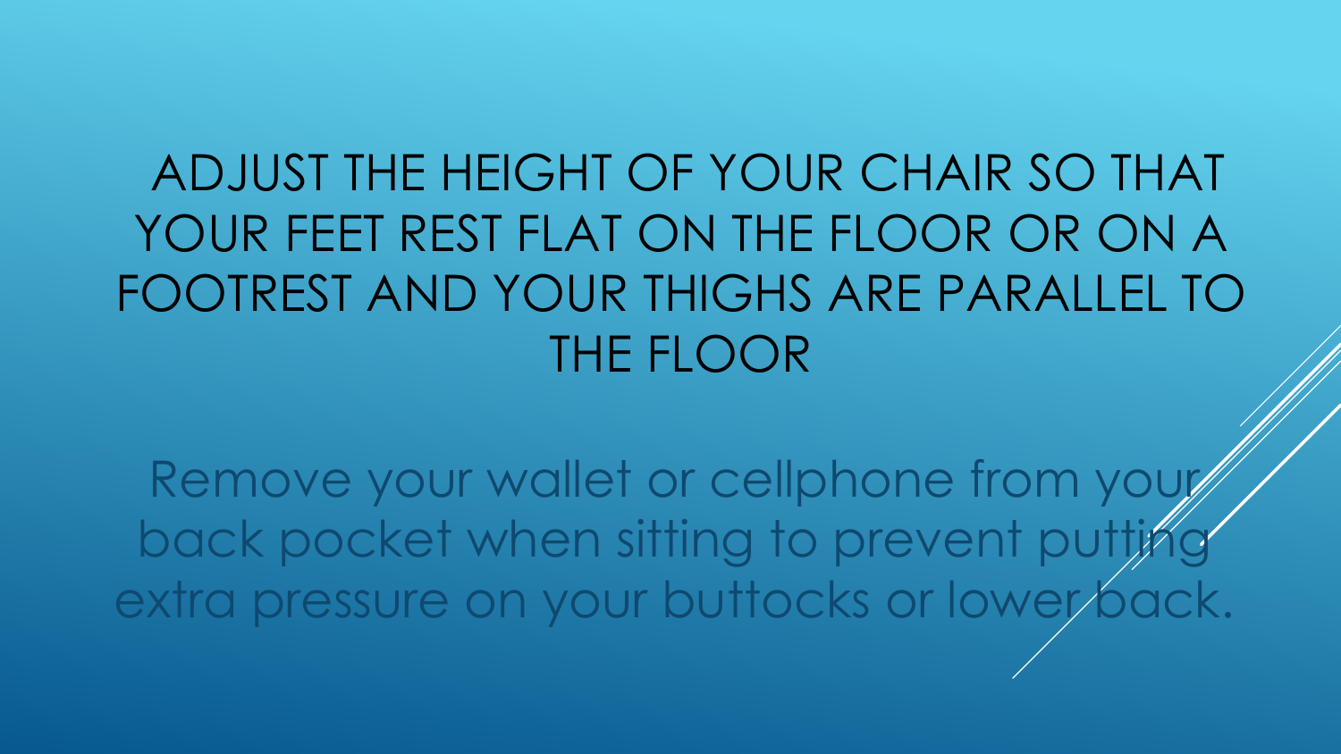# ADJUST THE HEIGHT OF YOUR CHAIR SO THAT YOUR FEET REST FLAT ON THE FLOOR OR ON A FOOTREST AND YOUR THIGHS ARE PARALLEL TO THE FLOOR

Remove your wallet or cellphone from your back pocket when sitting to prevent putting extra pressure on your buttocks or lower back.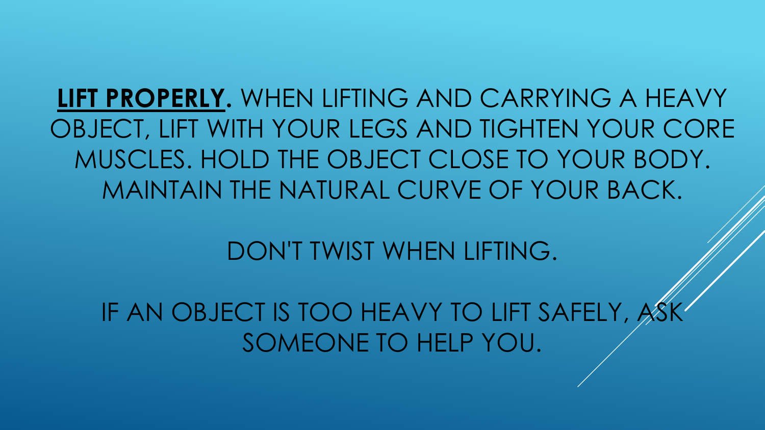**LIFT PROPERLY.** WHEN LIFTING AND CARRYING A HEAVY OBJECT, LIFT WITH YOUR LEGS AND TIGHTEN YOUR CORE MUSCLES. HOLD THE OBJECT CLOSE TO YOUR BODY. MAINTAIN THE NATURAL CURVE OF YOUR BACK.

DON'T TWIST WHEN LIFTING.

IF AN OBJECT IS TOO HEAVY TO LIFT SAFELY, ASK SOMEONE TO HELP YOU.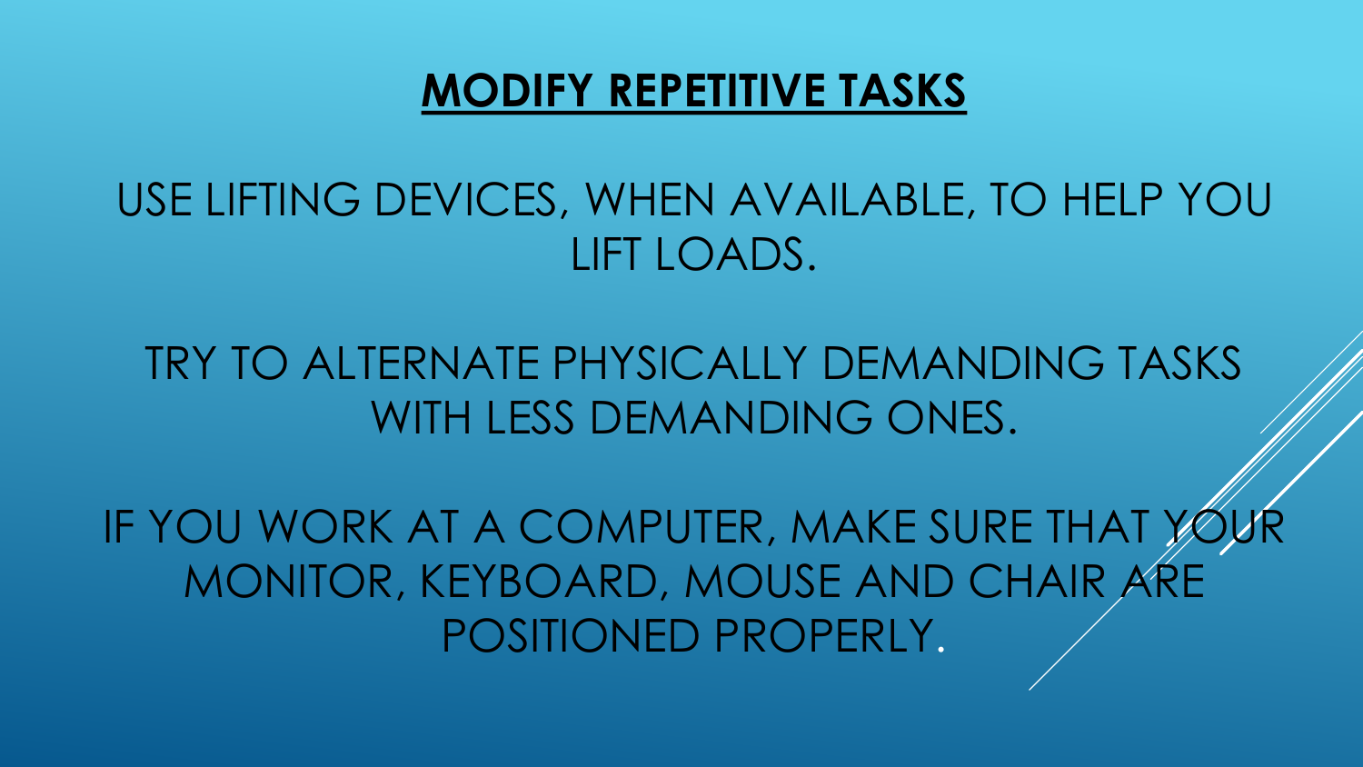# MODIFY REPETITIVE TASKS

USE LIFTING DEVICES, WHEN AVAILABLE, TO HELP YOU LIFT LOADS.

TRY TO ALTERNATE PHYSICALLY DEMANDING TASKS WITH LESS DEMANDING ONES.

IF YOU WORK AT A COMPUTER, MAKE SURE THAT YOUR MONITOR, KEYBOARD, MOUSE AND CHAIR ARE POSITIONED PROPERLY.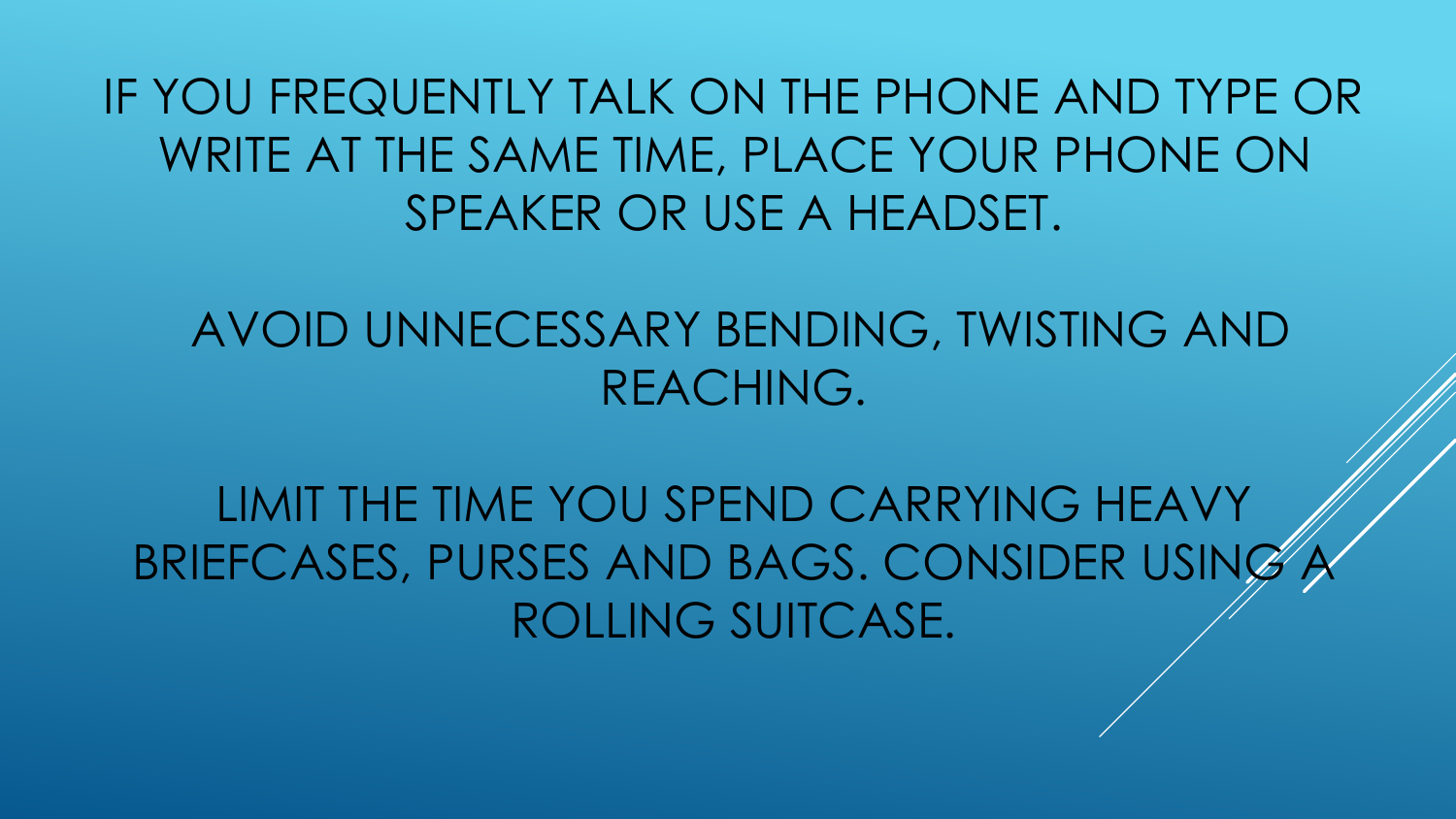IF YOU FREQUENTLY TALK ON THE PHONE AND TYPE OR WRITE AT THE SAME TIME, PLACE YOUR PHONE ON SPEAKER OR USE A HEADSET.

AVOID UNNECESSARY BENDING, TWISTING AND REACHING.

LIMIT THE TIME YOU SPEND CARRYING HEAVY BRIEFCASES, PURSES AND BAGS. CONSIDER USING A ROLLING SUITCASE.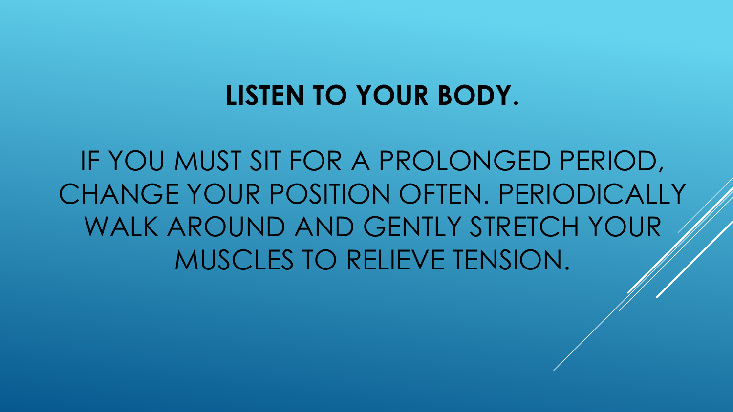# LISTEN TO YOUR BODY.

IF YOU MUST SIT FOR A PROLONGED PERIOD, CHANGE YOUR POSITION OFTEN. PERIODICALLY WALK AROUND AND GENTLY STRETCH YOUR MUSCLES TO RELIEVE TENSION.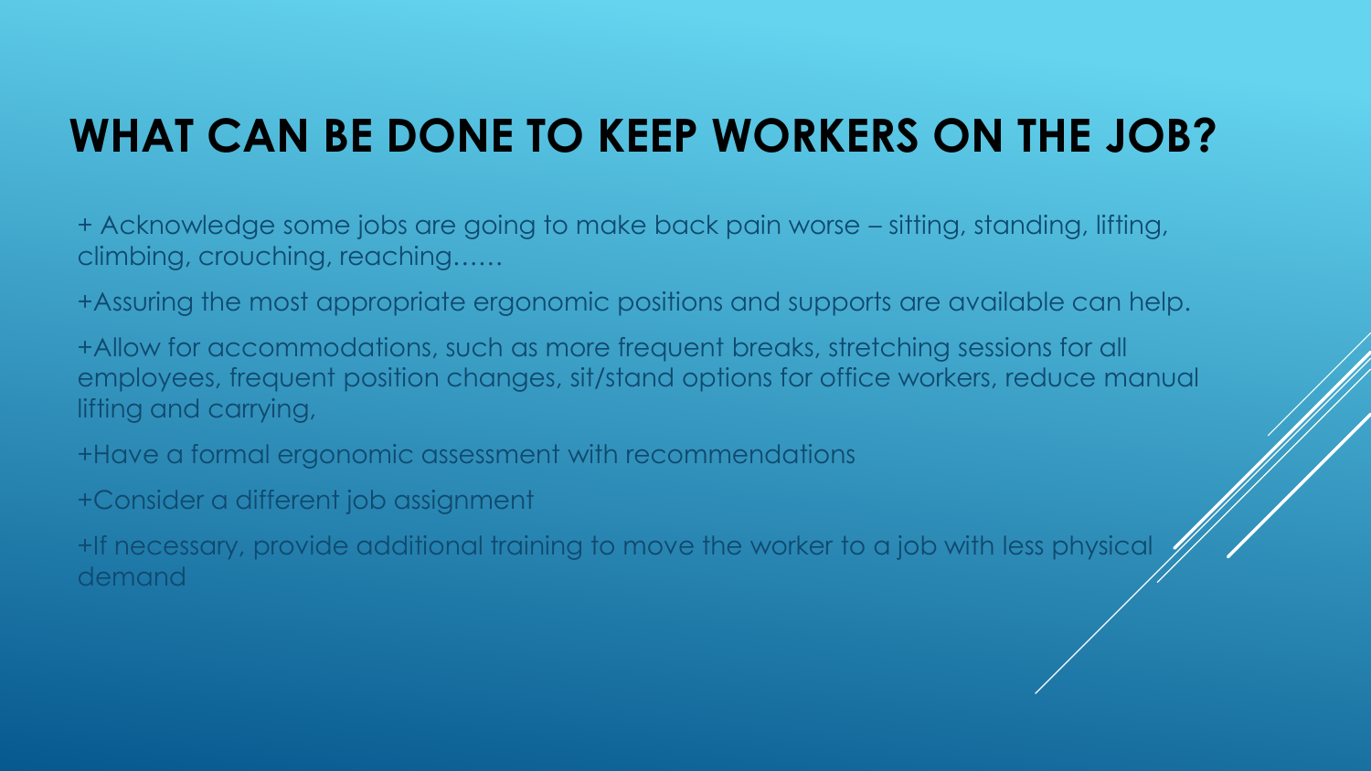# WHAT CAN BE DONE TO KEEP WORKERS ON THE JOB?

+ Acknowledge some jobs are going to make back pain worse – sitting, standing, lifting, climbing, crouching, reaching……

+Assuring the most appropriate ergonomic positions and supports are available can help.

+Allow for accommodations, such as more frequent breaks, stretching sessions for all employees, frequent position changes, sit/stand options for office workers, reduce manual lifting and carrying,

+Have a formal ergonomic assessment with recommendations

+Consider a different job assignment

+If necessary, provide additional training to move the worker to a job with less physical demand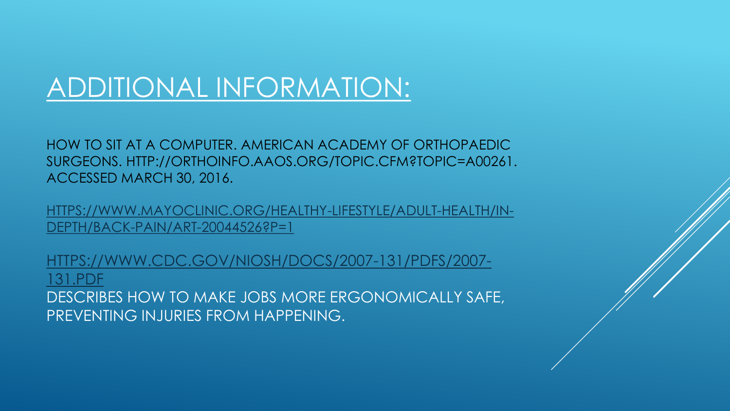# ADDITIONAL INFORMATION:

HOW TO SIT AT A COMPUTER. AMERICAN ACADEMY OF ORTHOPAEDIC SURGEONS. HTTP://ORTHOINFO.AAOS.ORG/TOPIC.CFM?TOPIC=A00261. ACCESSED MARCH 30, 2016.

HTTPS://WWW.MAYOCLINIC.ORG/HEALTHY-LIFESTYLE/ADULT-HEALTH/IN-DEPTH/BACK-PAIN/ART-20044526?P=1

HTTPS://WWW.CDC.GOV/NIOSH/DOCS/2007-131/PDFS/2007-131.PDF
DESCRIBES HOW TO MAKE JOBS MORE ERGONOMICALLY SAFE, PREVENTING INJURIES FROM HAPPENING.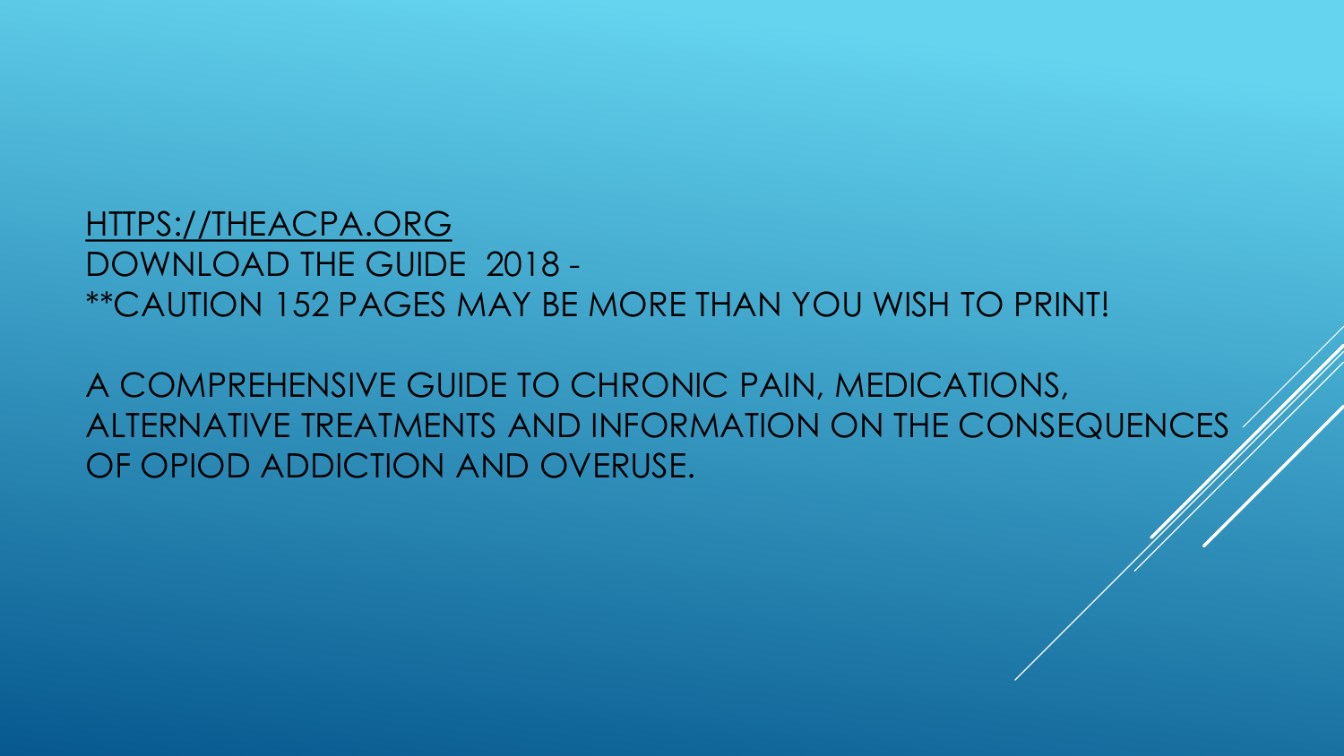HTTPS://THEACPA.ORG
DOWNLOAD THE GUIDE 2018 -
**CAUTION 152 PAGES MAY BE MORE THAN YOU WISH TO PRINT!

A COMPREHENSIVE GUIDE TO CHRONIC PAIN, MEDICATIONS, ALTERNATIVE TREATMENTS AND INFORMATION ON THE CONSEQUENCES OF OPIOD ADDICTION AND OVERUSE.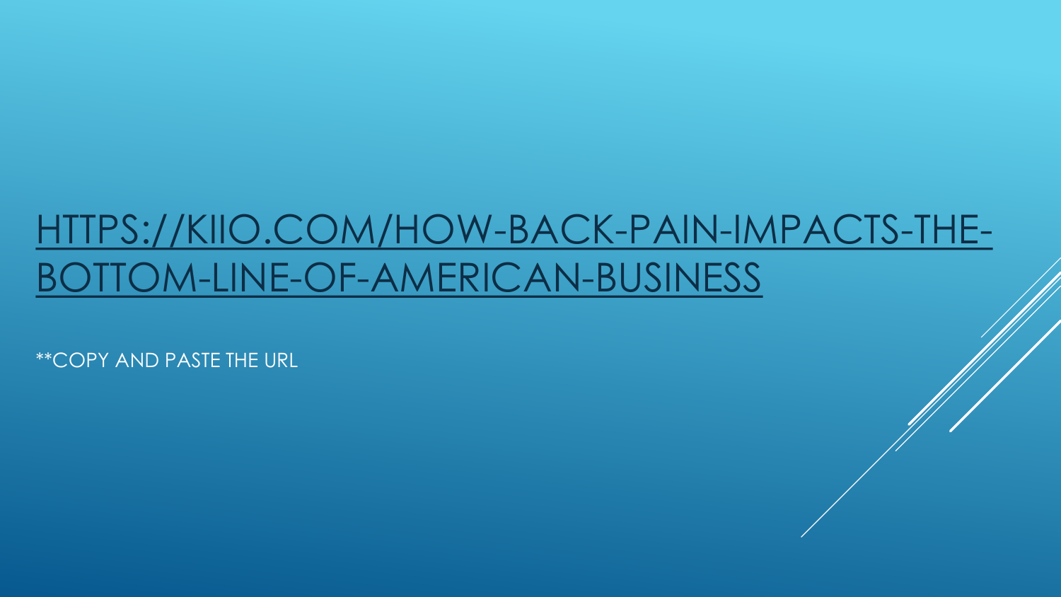# [HTTPS://KIIO.COM/HOW-BACK-PAIN-IMPACTS-THE-BOTTOM-LINE-OF-AMERICAN-BUSINESS](HTTPS://KIIO.COM/HOW-BACK-PAIN-IMPACTS-THE-BOTTOM-LINE-OF-AMERICAN-BUSINESS)

**COPY AND PASTE THE URL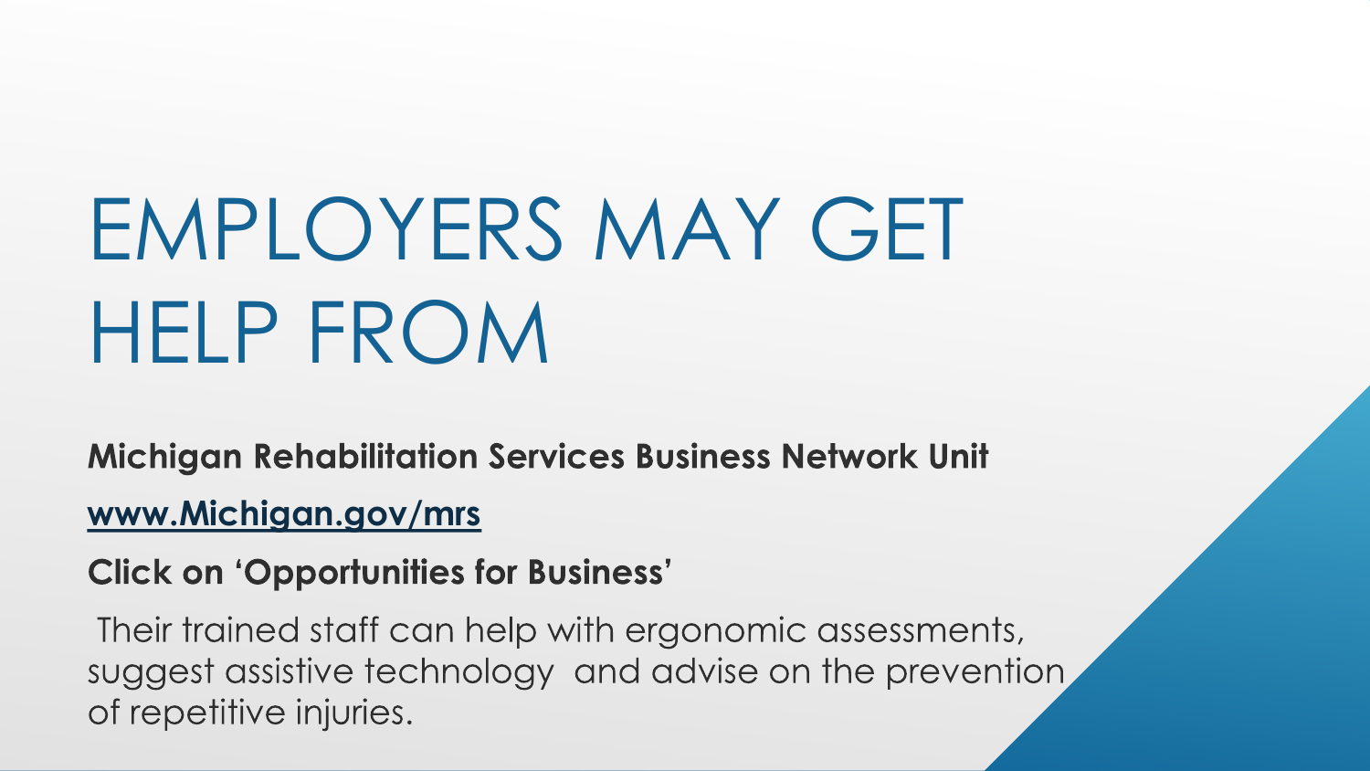# EMPLOYERS MAY GET HELP FROM

**Michigan Rehabilitation Services Business Network Unit**

**[www.Michigan.gov/mrs](http://www.Michigan.gov/mrs)**

**Click on 'Opportunities for Business'**

Their trained staff can help with ergonomic assessments, suggest assistive technology and advise on the prevention of repetitive injuries.